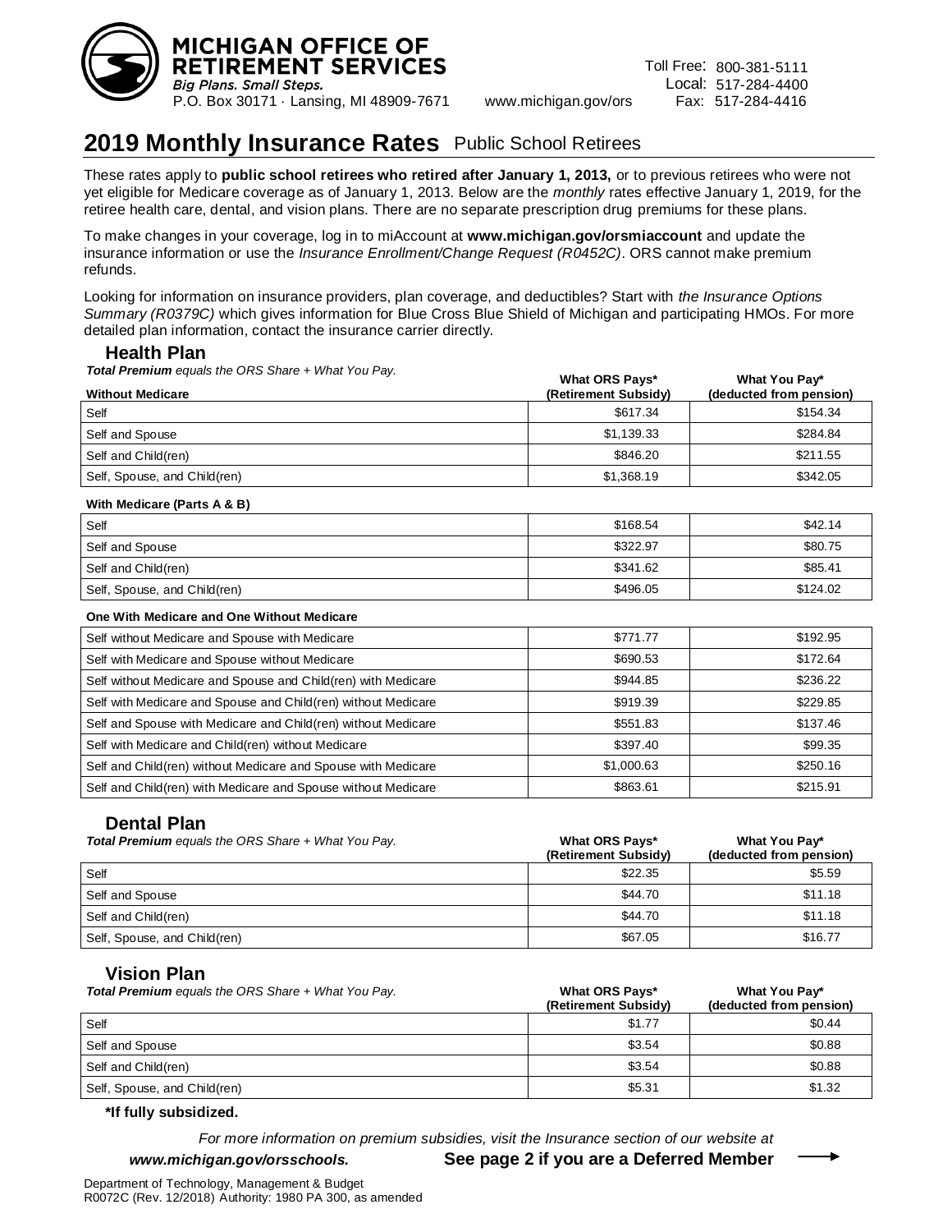**MICHIGAN OFFICE OF RETIREMENT SERVICES**
*Big Plans. Small Steps.*
P.O. Box 30171 · Lansing, MI 48909-7671   www.michigan.gov/ors

Toll Free: 800-381-5111
Local: 517-284-4400
Fax: 517-284-4416

# 2019 Monthly Insurance Rates Public School Retirees

These rates apply to **public school retirees who retired after January 1, 2013,** or to previous retirees who were not yet eligible for Medicare coverage as of January 1, 2013. Below are the *monthly* rates effective January 1, 2019, for the retiree health care, dental, and vision plans. There are no separate prescription drug premiums for these plans.

To make changes in your coverage, log in to miAccount at **www.michigan.gov/orsmiaccount** and update the insurance information or use the *Insurance Enrollment/Change Request (R0452C)*. ORS cannot make premium refunds.

Looking for information on insurance providers, plan coverage, and deductibles? Start with *the Insurance Options Summary (R0379C)* which gives information for Blue Cross Blue Shield of Michigan and participating HMOs. For more detailed plan information, contact the insurance carrier directly.

## Health Plan

***Total Premium*** *equals the ORS Share + What You Pay.*

| **Without Medicare** | **What ORS Pays* (Retirement Subsidy)** | **What You Pay* (deducted from pension)** |
|---|---|---|
| Self | $617.34 | $154.34 |
| Self and Spouse | $1,139.33 | $284.84 |
| Self and Child(ren) | $846.20 | $211.55 |
| Self, Spouse, and Child(ren) | $1,368.19 | $342.05 |

| **With Medicare (Parts A & B)** | | |
|---|---|---|
| Self | $168.54 | $42.14 |
| Self and Spouse | $322.97 | $80.75 |
| Self and Child(ren) | $341.62 | $85.41 |
| Self, Spouse, and Child(ren) | $496.05 | $124.02 |

| **One With Medicare and One Without Medicare** | | |
|---|---|---|
| Self without Medicare and Spouse with Medicare | $771.77 | $192.95 |
| Self with Medicare and Spouse without Medicare | $690.53 | $172.64 |
| Self without Medicare and Spouse and Child(ren) with Medicare | $944.85 | $236.22 |
| Self with Medicare and Spouse and Child(ren) without Medicare | $919.39 | $229.85 |
| Self and Spouse with Medicare and Child(ren) without Medicare | $551.83 | $137.46 |
| Self with Medicare and Child(ren) without Medicare | $397.40 | $99.35 |
| Self and Child(ren) without Medicare and Spouse with Medicare | $1,000.63 | $250.16 |
| Self and Child(ren) with Medicare and Spouse without Medicare | $863.61 | $215.91 |

## Dental Plan

***Total Premium*** *equals the ORS Share + What You Pay.*

| | **What ORS Pays* (Retirement Subsidy)** | **What You Pay* (deducted from pension)** |
|---|---|---|
| Self | $22.35 | $5.59 |
| Self and Spouse | $44.70 | $11.18 |
| Self and Child(ren) | $44.70 | $11.18 |
| Self, Spouse, and Child(ren) | $67.05 | $16.77 |

## Vision Plan

***Total Premium*** *equals the ORS Share + What You Pay.*

| | **What ORS Pays* (Retirement Subsidy)** | **What You Pay* (deducted from pension)** |
|---|---|---|
| Self | $1.77 | $0.44 |
| Self and Spouse | $3.54 | $0.88 |
| Self and Child(ren) | $3.54 | $0.88 |
| Self, Spouse, and Child(ren) | $5.31 | $1.32 |

**\*If fully subsidized.**

*For more information on premium subsidies, visit the Insurance section of our website at* ***www.michigan.gov/orsschools.***

**See page 2 if you are a Deferred Member** →

Department of Technology, Management & Budget
R0072C (Rev. 12/2018) Authority: 1980 PA 300, as amended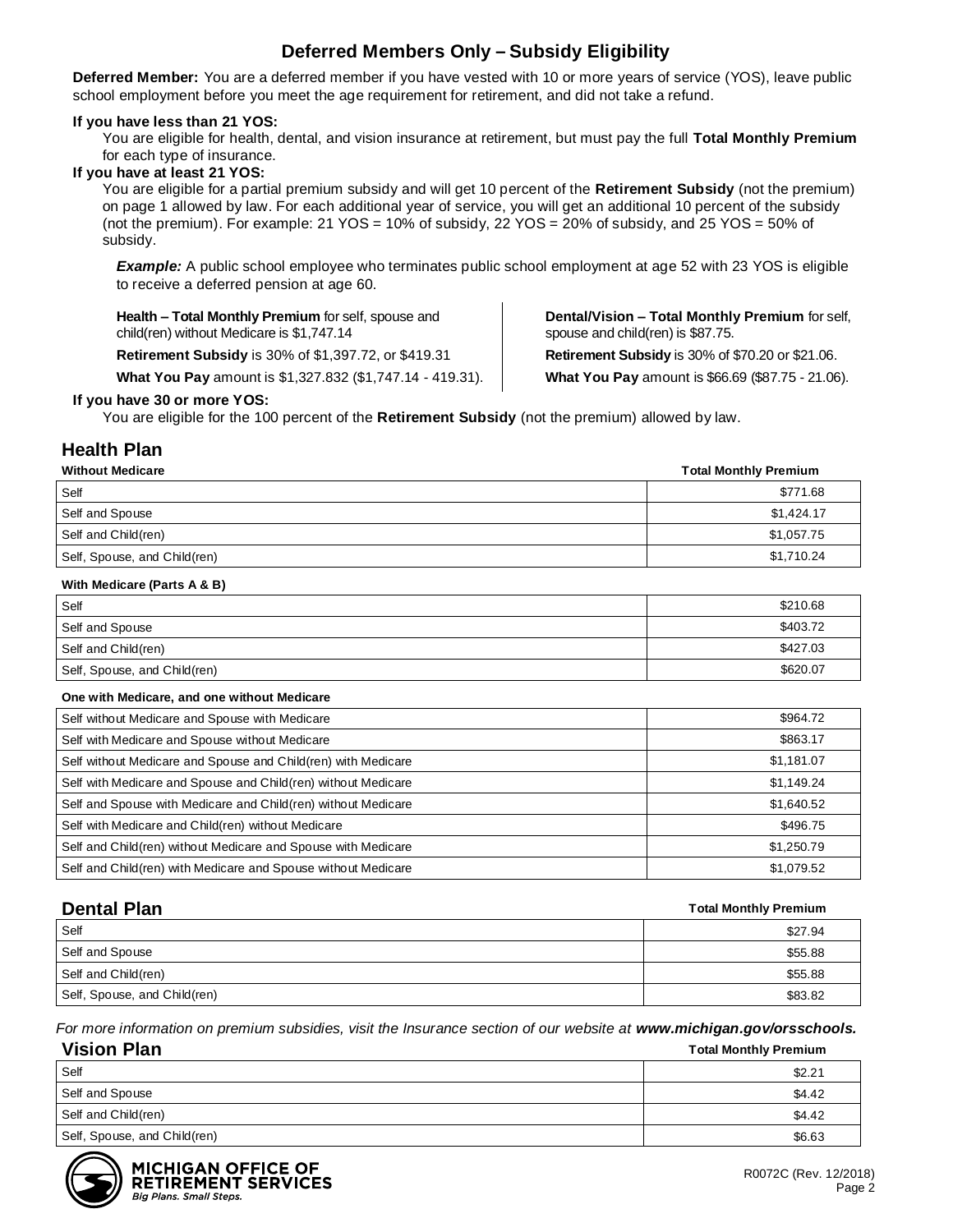# Deferred Members Only – Subsidy Eligibility

**Deferred Member:** You are a deferred member if you have vested with 10 or more years of service (YOS), leave public school employment before you meet the age requirement for retirement, and did not take a refund.

**If you have less than 21 YOS:**

You are eligible for health, dental, and vision insurance at retirement, but must pay the full **Total Monthly Premium** for each type of insurance.

**If you have at least 21 YOS:**

You are eligible for a partial premium subsidy and will get 10 percent of the **Retirement Subsidy** (not the premium) on page 1 allowed by law. For each additional year of service, you will get an additional 10 percent of the subsidy (not the premium). For example: 21 YOS = 10% of subsidy, 22 YOS = 20% of subsidy, and 25 YOS = 50% of subsidy.

***Example:*** A public school employee who terminates public school employment at age 52 with 23 YOS is eligible to receive a deferred pension at age 60.

**Health – Total Monthly Premium** for self, spouse and child(ren) without Medicare is $1,747.14

**Retirement Subsidy** is 30% of $1,397.72, or $419.31

**What You Pay** amount is $1,327.832 ($1,747.14 - 419.31).

**Dental/Vision – Total Monthly Premium** for self, spouse and child(ren) is $87.75.

**Retirement Subsidy** is 30% of $70.20 or $21.06.

**What You Pay** amount is $66.69 ($87.75 - 21.06).

**If you have 30 or more YOS:**

You are eligible for the 100 percent of the **Retirement Subsidy** (not the premium) allowed by law.

## Health Plan

| Without Medicare | Total Monthly Premium |
|---|---|
| Self | $771.68 |
| Self and Spouse | $1,424.17 |
| Self and Child(ren) | $1,057.75 |
| Self, Spouse, and Child(ren) | $1,710.24 |

| With Medicare (Parts A & B) | |
|---|---|
| Self | $210.68 |
| Self and Spouse | $403.72 |
| Self and Child(ren) | $427.03 |
| Self, Spouse, and Child(ren) | $620.07 |

| One with Medicare, and one without Medicare | |
|---|---|
| Self without Medicare and Spouse with Medicare | $964.72 |
| Self with Medicare and Spouse without Medicare | $863.17 |
| Self without Medicare and Spouse and Child(ren) with Medicare | $1,181.07 |
| Self with Medicare and Spouse and Child(ren) without Medicare | $1,149.24 |
| Self and Spouse with Medicare and Child(ren) without Medicare | $1,640.52 |
| Self with Medicare and Child(ren) without Medicare | $496.75 |
| Self and Child(ren) without Medicare and Spouse with Medicare | $1,250.79 |
| Self and Child(ren) with Medicare and Spouse without Medicare | $1,079.52 |

## Dental Plan

| | Total Monthly Premium |
|---|---|
| Self | $27.94 |
| Self and Spouse | $55.88 |
| Self and Child(ren) | $55.88 |
| Self, Spouse, and Child(ren) | $83.82 |

*For more information on premium subsidies, visit the Insurance section of our website at **www.michigan.gov/orsschools.***

## Vision Plan

| | Total Monthly Premium |
|---|---|
| Self | $2.21 |
| Self and Spouse | $4.42 |
| Self and Child(ren) | $4.42 |
| Self, Spouse, and Child(ren) | $6.63 |

MICHIGAN OFFICE OF RETIREMENT SERVICES
*Big Plans. Small Steps.*

R0072C (Rev. 12/2018)